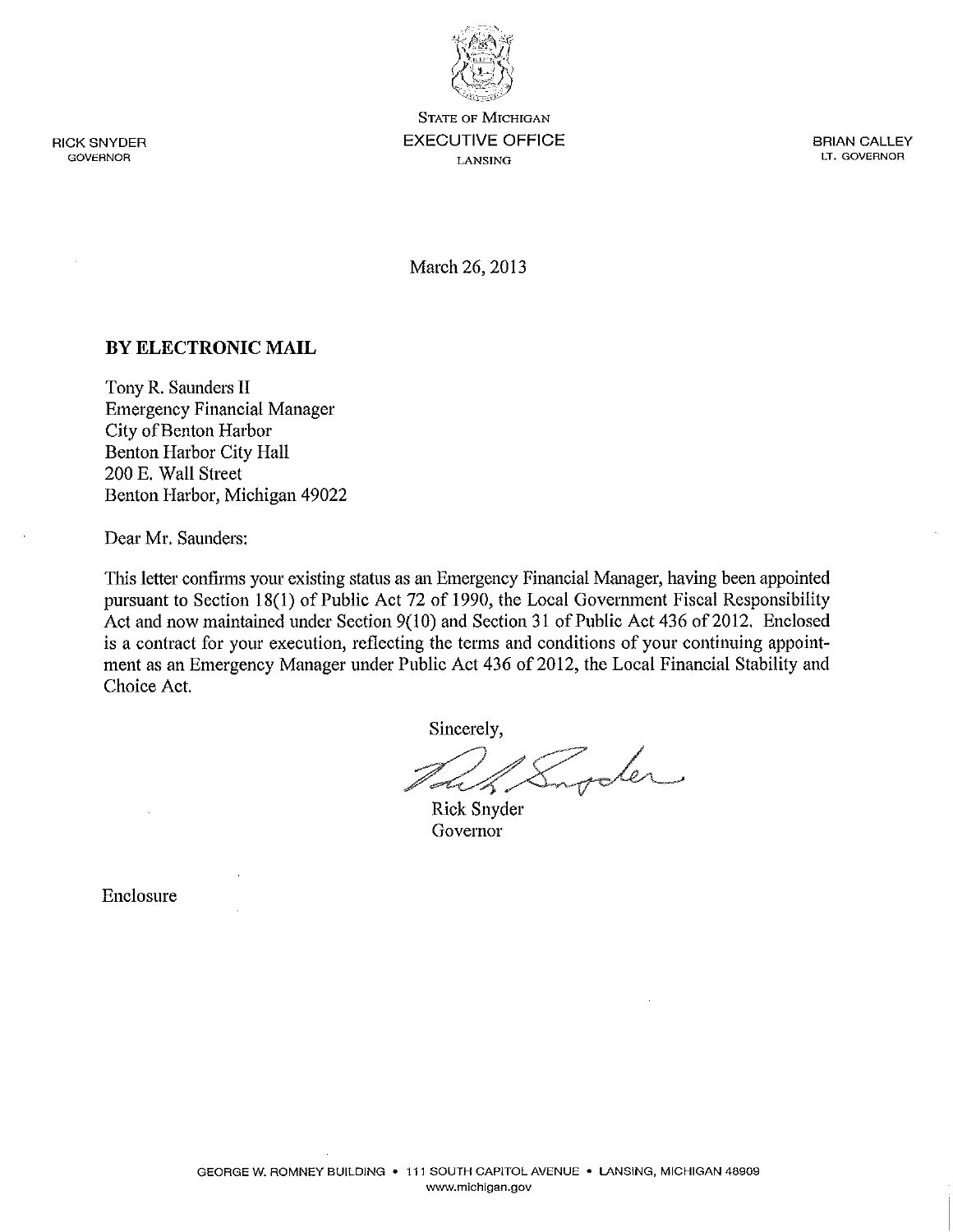RICK SNYDER
GOVERNOR

STATE OF MICHIGAN
EXECUTIVE OFFICE
LANSING

BRIAN CALLEY
LT. GOVERNOR

March 26, 2013

**BY ELECTRONIC MAIL**

Tony R. Saunders II
Emergency Financial Manager
City of Benton Harbor
Benton Harbor City Hall
200 E. Wall Street
Benton Harbor, Michigan 49022

Dear Mr. Saunders:

This letter confirms your existing status as an Emergency Financial Manager, having been appointed pursuant to Section 18(1) of Public Act 72 of 1990, the Local Government Fiscal Responsibility Act and now maintained under Section 9(10) and Section 31 of Public Act 436 of 2012. Enclosed is a contract for your execution, reflecting the terms and conditions of your continuing appointment as an Emergency Manager under Public Act 436 of 2012, the Local Financial Stability and Choice Act.

Sincerely,

Rick Snyder
Governor

Enclosure

GEORGE W. ROMNEY BUILDING • 111 SOUTH CAPITOL AVENUE • LANSING, MICHIGAN 48909
www.michigan.gov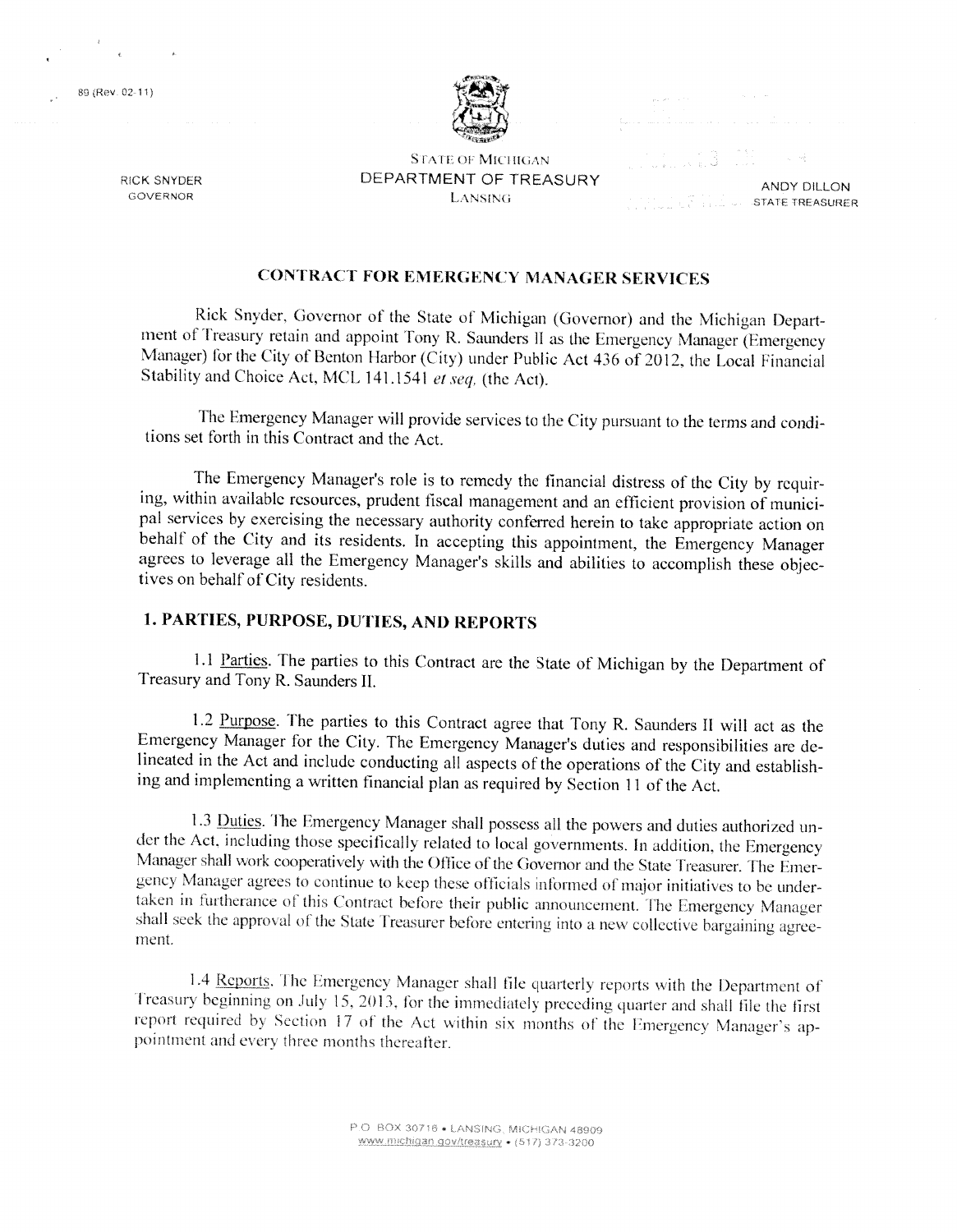89 (Rev. 02-11)

STATE OF MICHIGAN
DEPARTMENT OF TREASURY
LANSING

RICK SNYDER
GOVERNOR

ANDY DILLON
STATE TREASURER

# CONTRACT FOR EMERGENCY MANAGER SERVICES

Rick Snyder, Governor of the State of Michigan (Governor) and the Michigan Department of Treasury retain and appoint Tony R. Saunders II as the Emergency Manager (Emergency Manager) for the City of Benton Harbor (City) under Public Act 436 of 2012, the Local Financial Stability and Choice Act, MCL 141.1541 *et seq.* (the Act).

The Emergency Manager will provide services to the City pursuant to the terms and conditions set forth in this Contract and the Act.

The Emergency Manager's role is to remedy the financial distress of the City by requiring, within available resources, prudent fiscal management and an efficient provision of municipal services by exercising the necessary authority conferred herein to take appropriate action on behalf of the City and its residents. In accepting this appointment, the Emergency Manager agrees to leverage all the Emergency Manager's skills and abilities to accomplish these objectives on behalf of City residents.

## 1. PARTIES, PURPOSE, DUTIES, AND REPORTS

1.1 Parties. The parties to this Contract are the State of Michigan by the Department of Treasury and Tony R. Saunders II.

1.2 Purpose. The parties to this Contract agree that Tony R. Saunders II will act as the Emergency Manager for the City. The Emergency Manager's duties and responsibilities are delineated in the Act and include conducting all aspects of the operations of the City and establishing and implementing a written financial plan as required by Section 11 of the Act.

1.3 Duties. The Emergency Manager shall possess all the powers and duties authorized under the Act, including those specifically related to local governments. In addition, the Emergency Manager shall work cooperatively with the Office of the Governor and the State Treasurer. The Emergency Manager agrees to continue to keep these officials informed of major initiatives to be undertaken in furtherance of this Contract before their public announcement. The Emergency Manager shall seek the approval of the State Treasurer before entering into a new collective bargaining agreement.

1.4 Reports. The Emergency Manager shall file quarterly reports with the Department of Treasury beginning on July 15, 2013, for the immediately preceding quarter and shall file the first report required by Section 17 of the Act within six months of the Emergency Manager's appointment and every three months thereafter.

P.O. BOX 30716 • LANSING, MICHIGAN 48909
www.michigan.gov/treasury • (517) 373-3200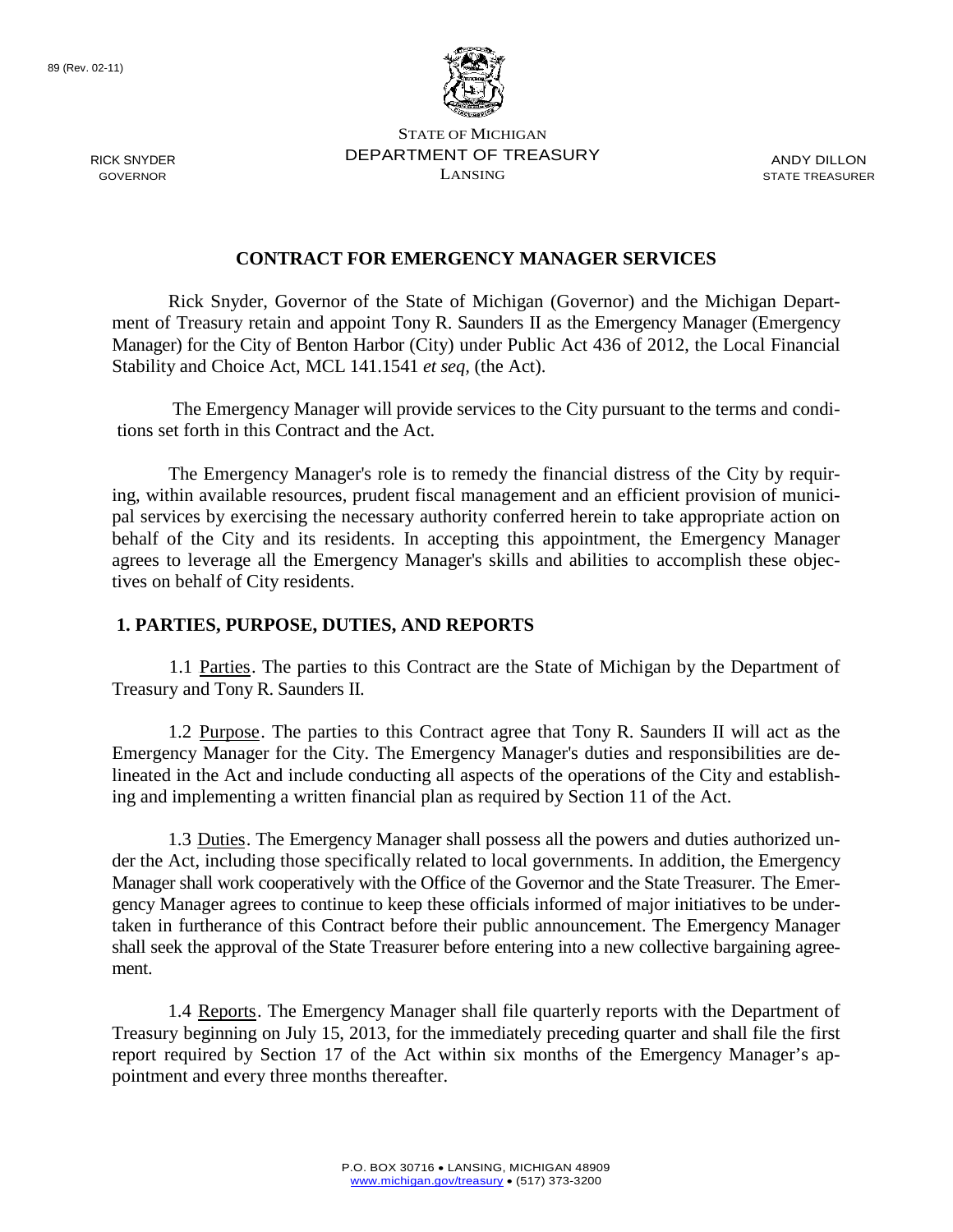89 (Rev. 02-11)

RICK SNYDER
GOVERNOR

STATE OF MICHIGAN
DEPARTMENT OF TREASURY
LANSING

ANDY DILLON
STATE TREASURER

## CONTRACT FOR EMERGENCY MANAGER SERVICES

Rick Snyder, Governor of the State of Michigan (Governor) and the Michigan Department of Treasury retain and appoint Tony R. Saunders II as the Emergency Manager (Emergency Manager) for the City of Benton Harbor (City) under Public Act 436 of 2012, the Local Financial Stability and Choice Act, MCL 141.1541 *et seq,* (the Act).

The Emergency Manager will provide services to the City pursuant to the terms and conditions set forth in this Contract and the Act.

The Emergency Manager's role is to remedy the financial distress of the City by requiring, within available resources, prudent fiscal management and an efficient provision of municipal services by exercising the necessary authority conferred herein to take appropriate action on behalf of the City and its residents. In accepting this appointment, the Emergency Manager agrees to leverage all the Emergency Manager's skills and abilities to accomplish these objectives on behalf of City residents.

### 1. PARTIES, PURPOSE, DUTIES, AND REPORTS

1.1 Parties. The parties to this Contract are the State of Michigan by the Department of Treasury and Tony R. Saunders II.

1.2 Purpose. The parties to this Contract agree that Tony R. Saunders II will act as the Emergency Manager for the City. The Emergency Manager's duties and responsibilities are delineated in the Act and include conducting all aspects of the operations of the City and establishing and implementing a written financial plan as required by Section 11 of the Act.

1.3 Duties. The Emergency Manager shall possess all the powers and duties authorized under the Act, including those specifically related to local governments. In addition, the Emergency Manager shall work cooperatively with the Office of the Governor and the State Treasurer. The Emergency Manager agrees to continue to keep these officials informed of major initiatives to be undertaken in furtherance of this Contract before their public announcement. The Emergency Manager shall seek the approval of the State Treasurer before entering into a new collective bargaining agreement.

1.4 Reports. The Emergency Manager shall file quarterly reports with the Department of Treasury beginning on July 15, 2013, for the immediately preceding quarter and shall file the first report required by Section 17 of the Act within six months of the Emergency Manager's appointment and every three months thereafter.

P.O. BOX 30716 • LANSING, MICHIGAN 48909
www.michigan.gov/treasury • (517) 373-3200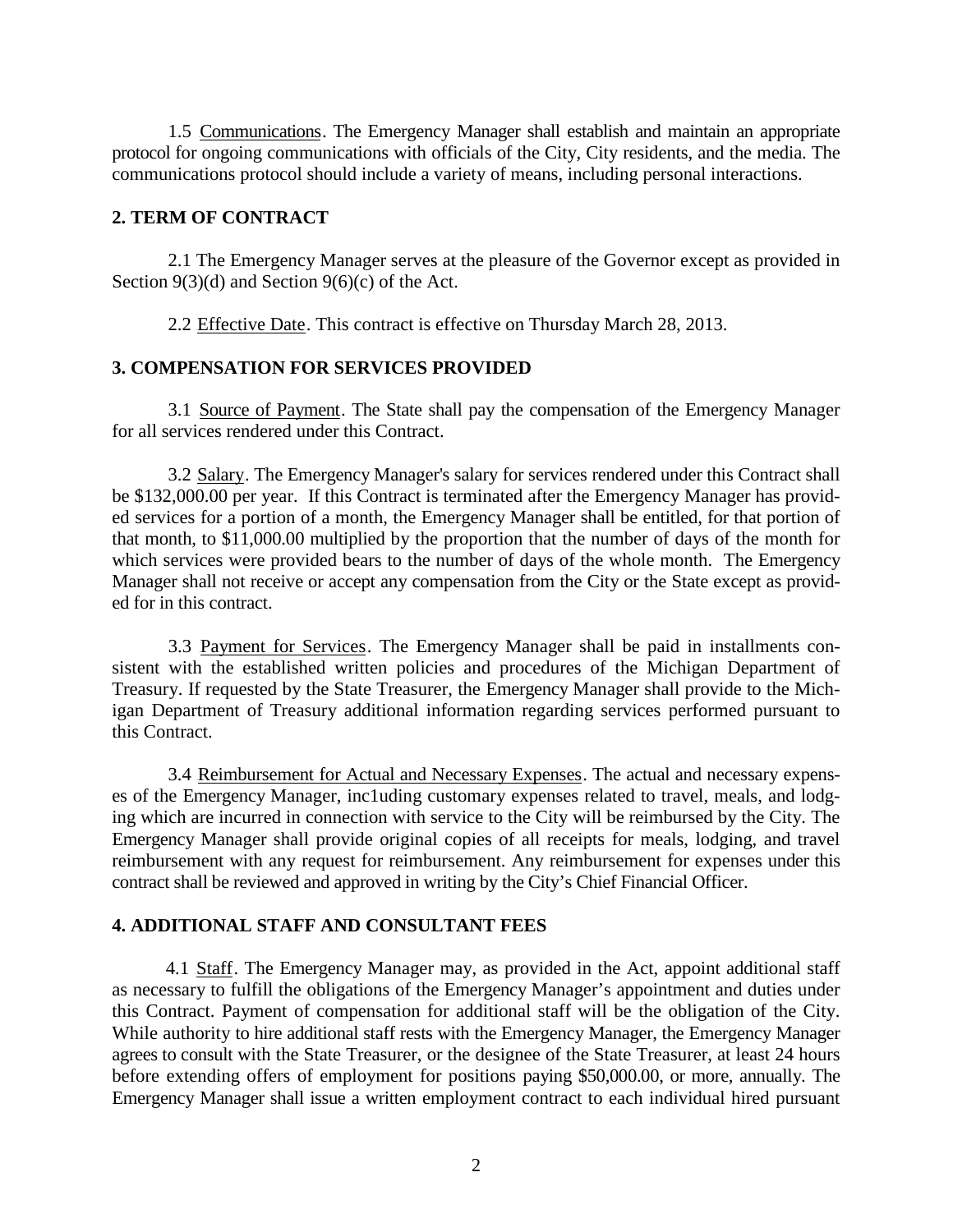1.5 Communications. The Emergency Manager shall establish and maintain an appropriate protocol for ongoing communications with officials of the City, City residents, and the media. The communications protocol should include a variety of means, including personal interactions.

## 2. TERM OF CONTRACT

2.1 The Emergency Manager serves at the pleasure of the Governor except as provided in Section 9(3)(d) and Section 9(6)(c) of the Act.

2.2 Effective Date. This contract is effective on Thursday March 28, 2013.

## 3. COMPENSATION FOR SERVICES PROVIDED

3.1 Source of Payment. The State shall pay the compensation of the Emergency Manager for all services rendered under this Contract.

3.2 Salary. The Emergency Manager's salary for services rendered under this Contract shall be $132,000.00 per year. If this Contract is terminated after the Emergency Manager has provided services for a portion of a month, the Emergency Manager shall be entitled, for that portion of that month, to $11,000.00 multiplied by the proportion that the number of days of the month for which services were provided bears to the number of days of the whole month. The Emergency Manager shall not receive or accept any compensation from the City or the State except as provided for in this contract.

3.3 Payment for Services. The Emergency Manager shall be paid in installments consistent with the established written policies and procedures of the Michigan Department of Treasury. If requested by the State Treasurer, the Emergency Manager shall provide to the Michigan Department of Treasury additional information regarding services performed pursuant to this Contract.

3.4 Reimbursement for Actual and Necessary Expenses. The actual and necessary expenses of the Emergency Manager, inc1uding customary expenses related to travel, meals, and lodging which are incurred in connection with service to the City will be reimbursed by the City. The Emergency Manager shall provide original copies of all receipts for meals, lodging, and travel reimbursement with any request for reimbursement. Any reimbursement for expenses under this contract shall be reviewed and approved in writing by the City's Chief Financial Officer.

## 4. ADDITIONAL STAFF AND CONSULTANT FEES

4.1 Staff. The Emergency Manager may, as provided in the Act, appoint additional staff as necessary to fulfill the obligations of the Emergency Manager's appointment and duties under this Contract. Payment of compensation for additional staff will be the obligation of the City. While authority to hire additional staff rests with the Emergency Manager, the Emergency Manager agrees to consult with the State Treasurer, or the designee of the State Treasurer, at least 24 hours before extending offers of employment for positions paying $50,000.00, or more, annually. The Emergency Manager shall issue a written employment contract to each individual hired pursuant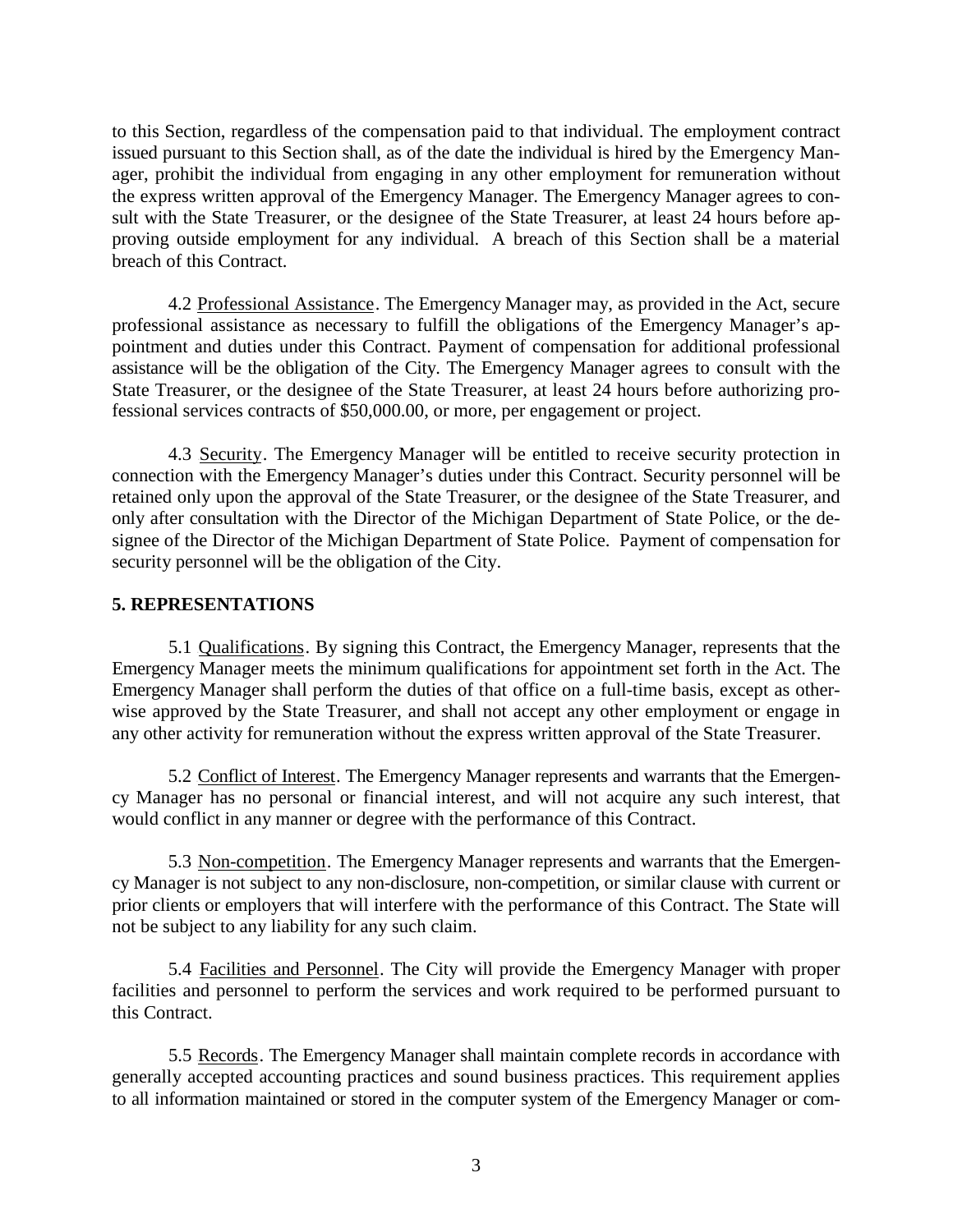to this Section, regardless of the compensation paid to that individual. The employment contract issued pursuant to this Section shall, as of the date the individual is hired by the Emergency Manager, prohibit the individual from engaging in any other employment for remuneration without the express written approval of the Emergency Manager. The Emergency Manager agrees to consult with the State Treasurer, or the designee of the State Treasurer, at least 24 hours before approving outside employment for any individual. A breach of this Section shall be a material breach of this Contract.

4.2 Professional Assistance. The Emergency Manager may, as provided in the Act, secure professional assistance as necessary to fulfill the obligations of the Emergency Manager's appointment and duties under this Contract. Payment of compensation for additional professional assistance will be the obligation of the City. The Emergency Manager agrees to consult with the State Treasurer, or the designee of the State Treasurer, at least 24 hours before authorizing professional services contracts of $50,000.00, or more, per engagement or project.

4.3 Security. The Emergency Manager will be entitled to receive security protection in connection with the Emergency Manager's duties under this Contract. Security personnel will be retained only upon the approval of the State Treasurer, or the designee of the State Treasurer, and only after consultation with the Director of the Michigan Department of State Police, or the designee of the Director of the Michigan Department of State Police. Payment of compensation for security personnel will be the obligation of the City.

## 5. REPRESENTATIONS

5.1 Qualifications. By signing this Contract, the Emergency Manager, represents that the Emergency Manager meets the minimum qualifications for appointment set forth in the Act. The Emergency Manager shall perform the duties of that office on a full-time basis, except as otherwise approved by the State Treasurer, and shall not accept any other employment or engage in any other activity for remuneration without the express written approval of the State Treasurer.

5.2 Conflict of Interest. The Emergency Manager represents and warrants that the Emergency Manager has no personal or financial interest, and will not acquire any such interest, that would conflict in any manner or degree with the performance of this Contract.

5.3 Non-competition. The Emergency Manager represents and warrants that the Emergency Manager is not subject to any non-disclosure, non-competition, or similar clause with current or prior clients or employers that will interfere with the performance of this Contract. The State will not be subject to any liability for any such claim.

5.4 Facilities and Personnel. The City will provide the Emergency Manager with proper facilities and personnel to perform the services and work required to be performed pursuant to this Contract.

5.5 Records. The Emergency Manager shall maintain complete records in accordance with generally accepted accounting practices and sound business practices. This requirement applies to all information maintained or stored in the computer system of the Emergency Manager or com-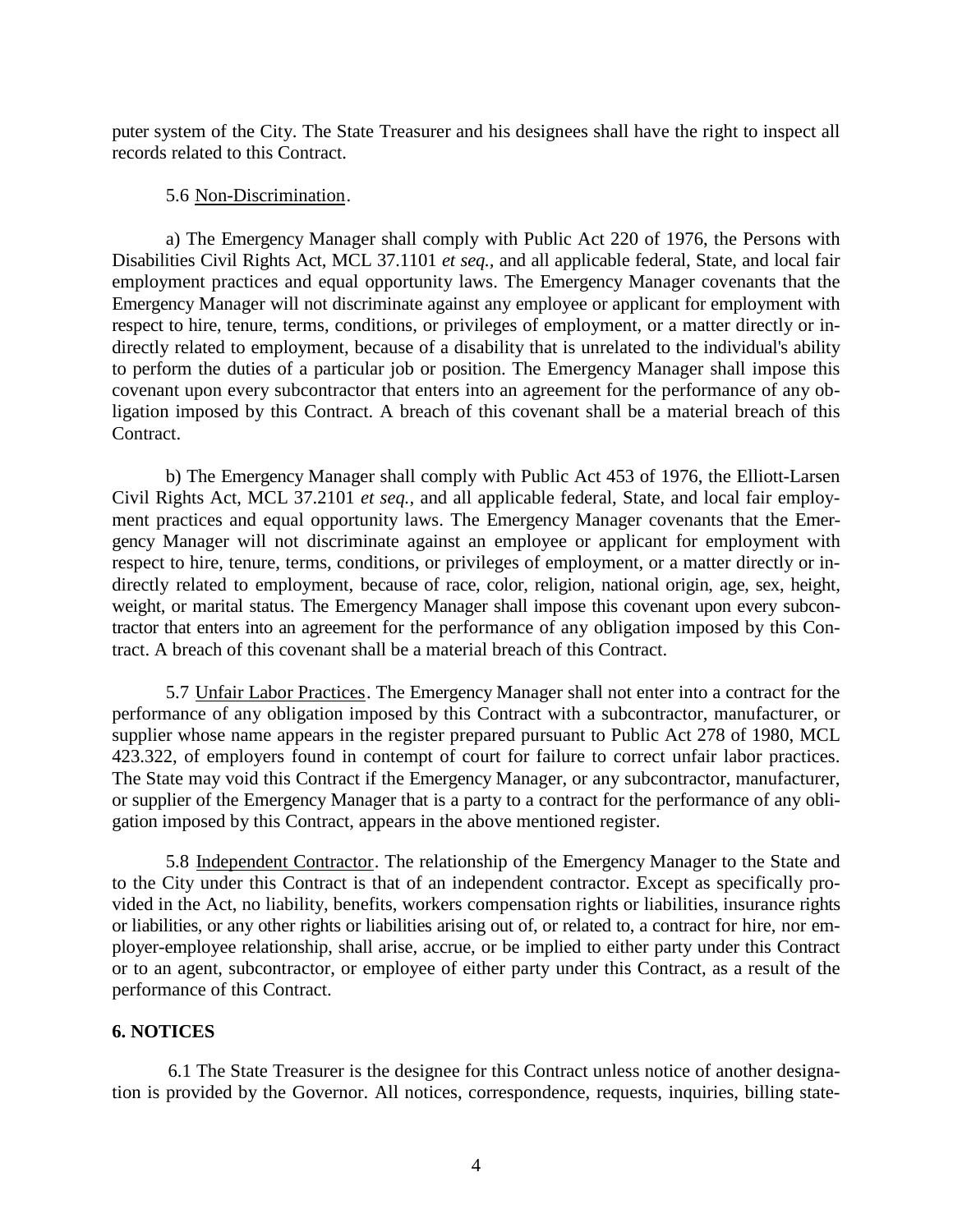puter system of the City. The State Treasurer and his designees shall have the right to inspect all records related to this Contract.

5.6 Non-Discrimination.

a) The Emergency Manager shall comply with Public Act 220 of 1976, the Persons with Disabilities Civil Rights Act, MCL 37.1101 *et seq.*, and all applicable federal, State, and local fair employment practices and equal opportunity laws. The Emergency Manager covenants that the Emergency Manager will not discriminate against any employee or applicant for employment with respect to hire, tenure, terms, conditions, or privileges of employment, or a matter directly or indirectly related to employment, because of a disability that is unrelated to the individual's ability to perform the duties of a particular job or position. The Emergency Manager shall impose this covenant upon every subcontractor that enters into an agreement for the performance of any obligation imposed by this Contract. A breach of this covenant shall be a material breach of this Contract.

b) The Emergency Manager shall comply with Public Act 453 of 1976, the Elliott-Larsen Civil Rights Act, MCL 37.2101 *et seq.*, and all applicable federal, State, and local fair employment practices and equal opportunity laws. The Emergency Manager covenants that the Emergency Manager will not discriminate against an employee or applicant for employment with respect to hire, tenure, terms, conditions, or privileges of employment, or a matter directly or indirectly related to employment, because of race, color, religion, national origin, age, sex, height, weight, or marital status. The Emergency Manager shall impose this covenant upon every subcontractor that enters into an agreement for the performance of any obligation imposed by this Contract. A breach of this covenant shall be a material breach of this Contract.

5.7 Unfair Labor Practices. The Emergency Manager shall not enter into a contract for the performance of any obligation imposed by this Contract with a subcontractor, manufacturer, or supplier whose name appears in the register prepared pursuant to Public Act 278 of 1980, MCL 423.322, of employers found in contempt of court for failure to correct unfair labor practices. The State may void this Contract if the Emergency Manager, or any subcontractor, manufacturer, or supplier of the Emergency Manager that is a party to a contract for the performance of any obligation imposed by this Contract, appears in the above mentioned register.

5.8 Independent Contractor. The relationship of the Emergency Manager to the State and to the City under this Contract is that of an independent contractor. Except as specifically provided in the Act, no liability, benefits, workers compensation rights or liabilities, insurance rights or liabilities, or any other rights or liabilities arising out of, or related to, a contract for hire, nor employer-employee relationship, shall arise, accrue, or be implied to either party under this Contract or to an agent, subcontractor, or employee of either party under this Contract, as a result of the performance of this Contract.

**6. NOTICES**

6.1 The State Treasurer is the designee for this Contract unless notice of another designation is provided by the Governor. All notices, correspondence, requests, inquiries, billing state-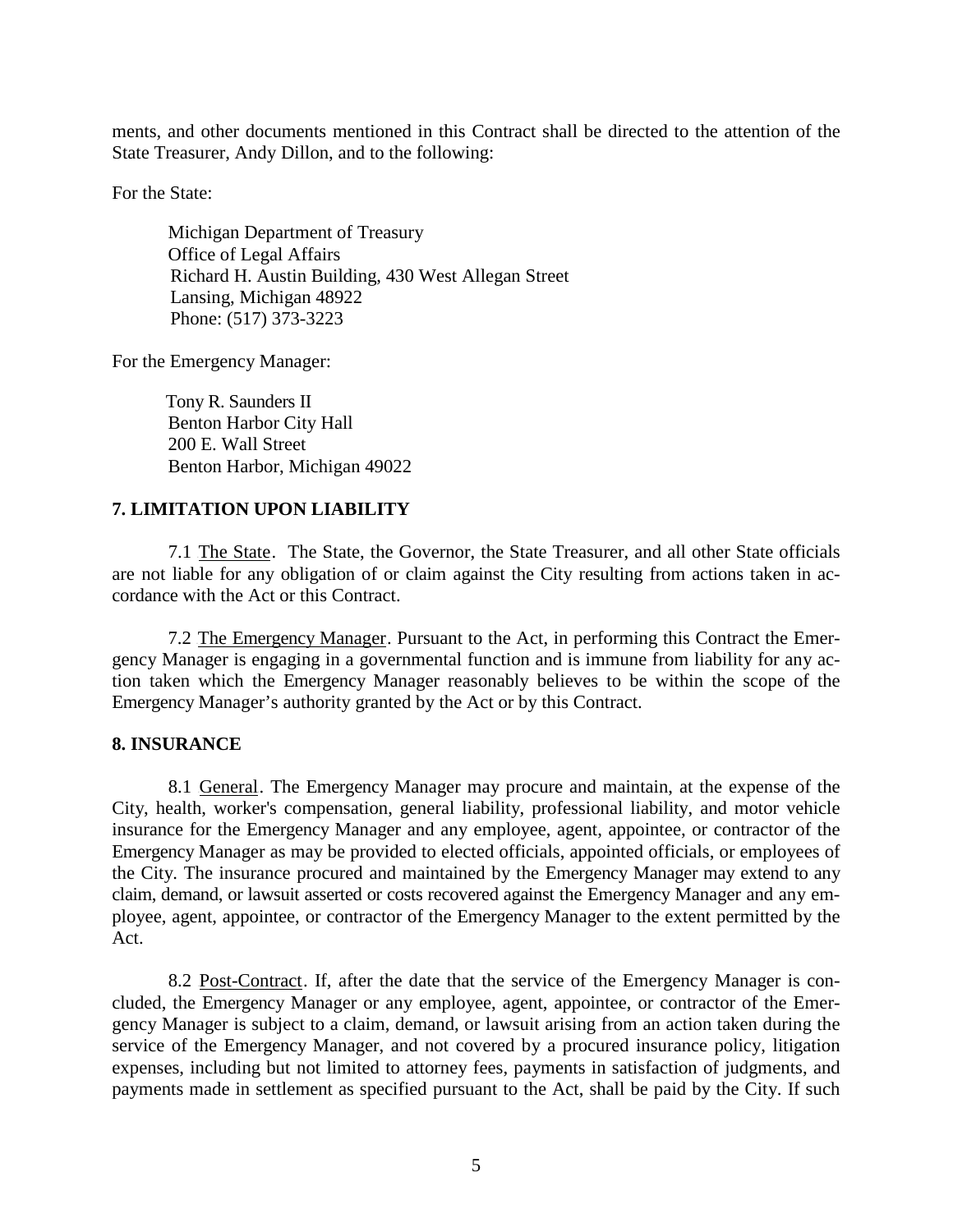ments, and other documents mentioned in this Contract shall be directed to the attention of the State Treasurer, Andy Dillon, and to the following:

For the State:

Michigan Department of Treasury
Office of Legal Affairs
Richard H. Austin Building, 430 West Allegan Street
Lansing, Michigan 48922
Phone: (517) 373-3223

For the Emergency Manager:

Tony R. Saunders II
Benton Harbor City Hall
200 E. Wall Street
Benton Harbor, Michigan 49022

## 7. LIMITATION UPON LIABILITY

7.1 The State. The State, the Governor, the State Treasurer, and all other State officials are not liable for any obligation of or claim against the City resulting from actions taken in accordance with the Act or this Contract.

7.2 The Emergency Manager. Pursuant to the Act, in performing this Contract the Emergency Manager is engaging in a governmental function and is immune from liability for any action taken which the Emergency Manager reasonably believes to be within the scope of the Emergency Manager's authority granted by the Act or by this Contract.

## 8. INSURANCE

8.1 General. The Emergency Manager may procure and maintain, at the expense of the City, health, worker's compensation, general liability, professional liability, and motor vehicle insurance for the Emergency Manager and any employee, agent, appointee, or contractor of the Emergency Manager as may be provided to elected officials, appointed officials, or employees of the City. The insurance procured and maintained by the Emergency Manager may extend to any claim, demand, or lawsuit asserted or costs recovered against the Emergency Manager and any employee, agent, appointee, or contractor of the Emergency Manager to the extent permitted by the Act.

8.2 Post-Contract. If, after the date that the service of the Emergency Manager is concluded, the Emergency Manager or any employee, agent, appointee, or contractor of the Emergency Manager is subject to a claim, demand, or lawsuit arising from an action taken during the service of the Emergency Manager, and not covered by a procured insurance policy, litigation expenses, including but not limited to attorney fees, payments in satisfaction of judgments, and payments made in settlement as specified pursuant to the Act, shall be paid by the City. If such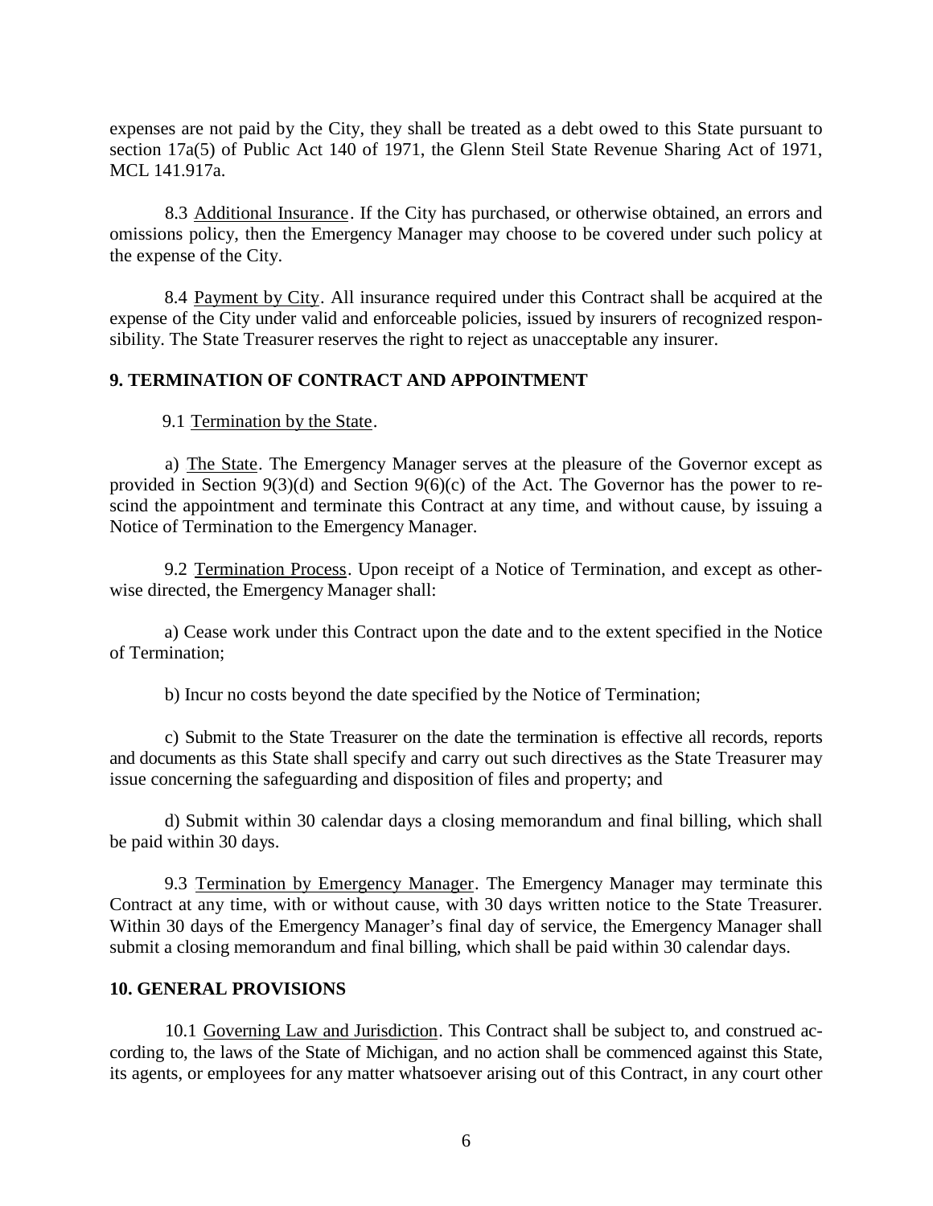expenses are not paid by the City, they shall be treated as a debt owed to this State pursuant to section 17a(5) of Public Act 140 of 1971, the Glenn Steil State Revenue Sharing Act of 1971, MCL 141.917a.

8.3 Additional Insurance. If the City has purchased, or otherwise obtained, an errors and omissions policy, then the Emergency Manager may choose to be covered under such policy at the expense of the City.

8.4 Payment by City. All insurance required under this Contract shall be acquired at the expense of the City under valid and enforceable policies, issued by insurers of recognized responsibility. The State Treasurer reserves the right to reject as unacceptable any insurer.

## 9. TERMINATION OF CONTRACT AND APPOINTMENT

9.1 Termination by the State.

a) The State. The Emergency Manager serves at the pleasure of the Governor except as provided in Section 9(3)(d) and Section 9(6)(c) of the Act. The Governor has the power to rescind the appointment and terminate this Contract at any time, and without cause, by issuing a Notice of Termination to the Emergency Manager.

9.2 Termination Process. Upon receipt of a Notice of Termination, and except as otherwise directed, the Emergency Manager shall:

a) Cease work under this Contract upon the date and to the extent specified in the Notice of Termination;

b) Incur no costs beyond the date specified by the Notice of Termination;

c) Submit to the State Treasurer on the date the termination is effective all records, reports and documents as this State shall specify and carry out such directives as the State Treasurer may issue concerning the safeguarding and disposition of files and property; and

d) Submit within 30 calendar days a closing memorandum and final billing, which shall be paid within 30 days.

9.3 Termination by Emergency Manager. The Emergency Manager may terminate this Contract at any time, with or without cause, with 30 days written notice to the State Treasurer. Within 30 days of the Emergency Manager's final day of service, the Emergency Manager shall submit a closing memorandum and final billing, which shall be paid within 30 calendar days.

## 10. GENERAL PROVISIONS

10.1 Governing Law and Jurisdiction. This Contract shall be subject to, and construed according to, the laws of the State of Michigan, and no action shall be commenced against this State, its agents, or employees for any matter whatsoever arising out of this Contract, in any court other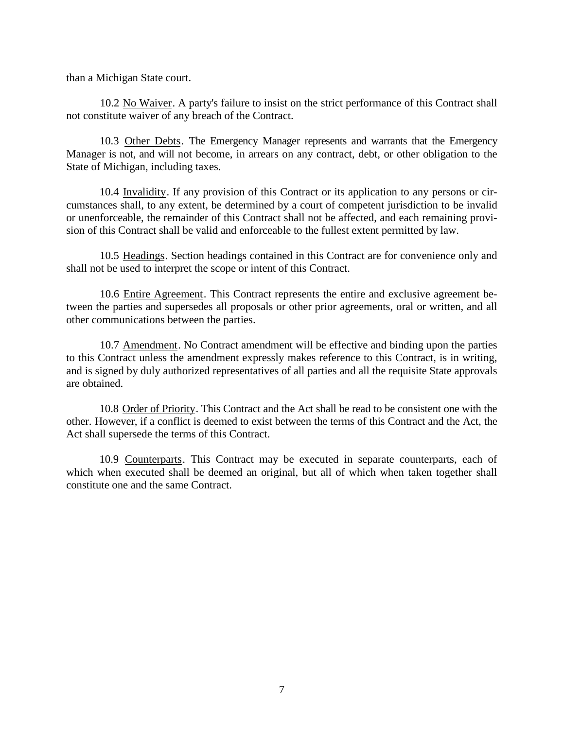than a Michigan State court.

10.2 No Waiver. A party's failure to insist on the strict performance of this Contract shall not constitute waiver of any breach of the Contract.

10.3 Other Debts. The Emergency Manager represents and warrants that the Emergency Manager is not, and will not become, in arrears on any contract, debt, or other obligation to the State of Michigan, including taxes.

10.4 Invalidity. If any provision of this Contract or its application to any persons or circumstances shall, to any extent, be determined by a court of competent jurisdiction to be invalid or unenforceable, the remainder of this Contract shall not be affected, and each remaining provision of this Contract shall be valid and enforceable to the fullest extent permitted by law.

10.5 Headings. Section headings contained in this Contract are for convenience only and shall not be used to interpret the scope or intent of this Contract.

10.6 Entire Agreement. This Contract represents the entire and exclusive agreement between the parties and supersedes all proposals or other prior agreements, oral or written, and all other communications between the parties.

10.7 Amendment. No Contract amendment will be effective and binding upon the parties to this Contract unless the amendment expressly makes reference to this Contract, is in writing, and is signed by duly authorized representatives of all parties and all the requisite State approvals are obtained.

10.8 Order of Priority. This Contract and the Act shall be read to be consistent one with the other. However, if a conflict is deemed to exist between the terms of this Contract and the Act, the Act shall supersede the terms of this Contract.

10.9 Counterparts. This Contract may be executed in separate counterparts, each of which when executed shall be deemed an original, but all of which when taken together shall constitute one and the same Contract.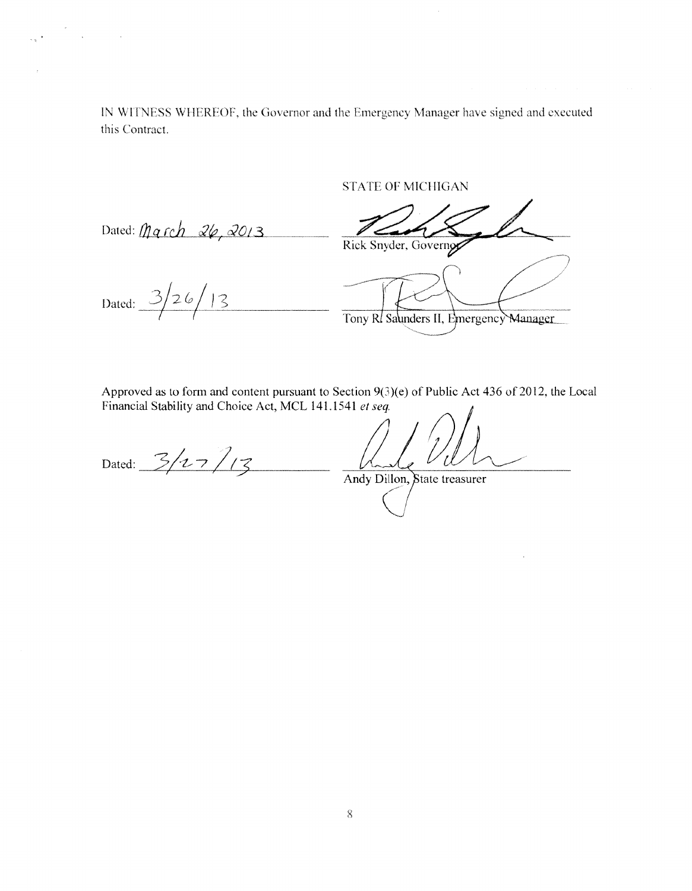IN WITNESS WHEREOF, the Governor and the Emergency Manager have signed and executed this Contract.

STATE OF MICHIGAN

Dated: March 26, 2013

Rick Snyder, Governor

Dated: 3/26/13

Tony R. Saunders II, Emergency Manager

Approved as to form and content pursuant to Section 9(3)(e) of Public Act 436 of 2012, the Local Financial Stability and Choice Act, MCL 141.1541 *et seq.*

Dated: 3/27/13

Andy Dillon, State treasurer